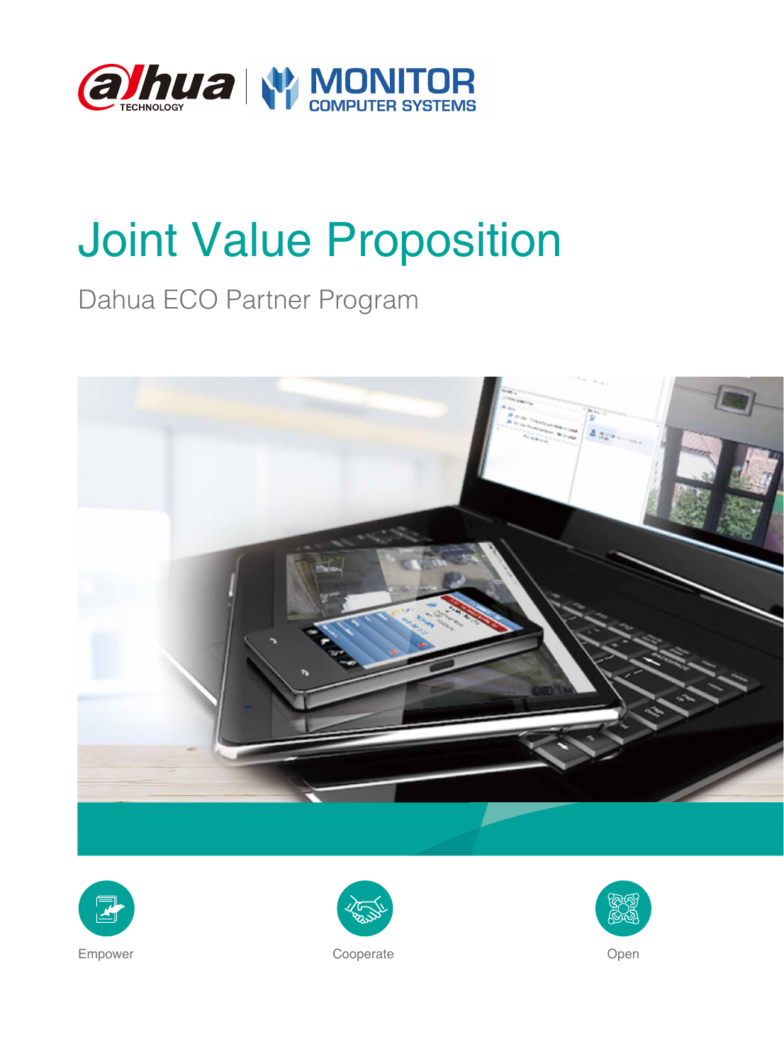# Joint Value Proposition

Dahua ECO Partner Program

Empower

Cooperate

Open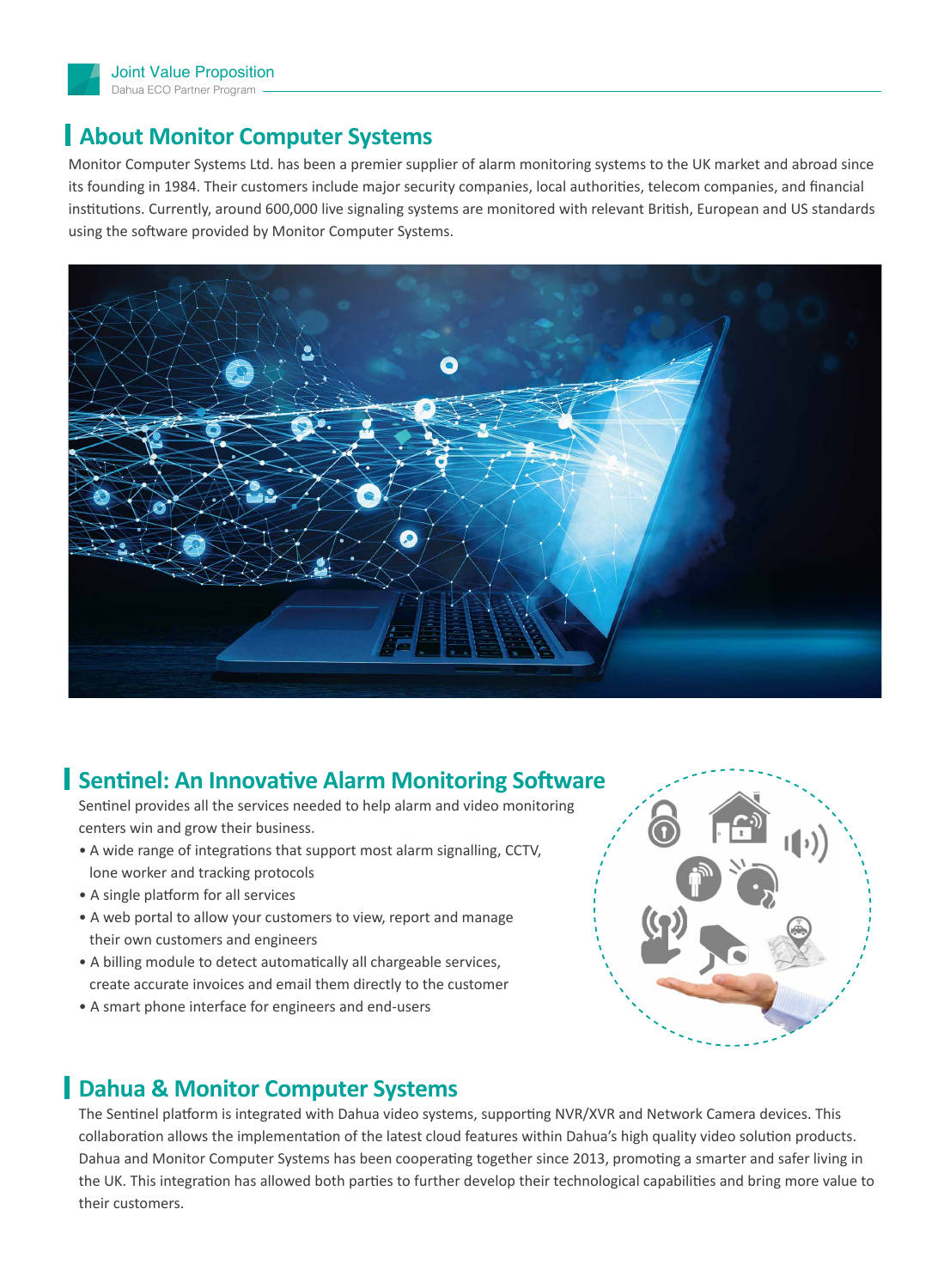## About Monitor Computer Systems

Monitor Computer Systems Ltd. has been a premier supplier of alarm monitoring systems to the UK market and abroad since its founding in 1984. Their customers include major security companies, local authorities, telecom companies, and financial institutions. Currently, around 600,000 live signaling systems are monitored with relevant British, European and US standards using the software provided by Monitor Computer Systems.

## Sentinel: An Innovative Alarm Monitoring Software

Sentinel provides all the services needed to help alarm and video monitoring centers win and grow their business.

- A wide range of integrations that support most alarm signalling, CCTV, lone worker and tracking protocols
- A single platform for all services
- A web portal to allow your customers to view, report and manage their own customers and engineers
- A billing module to detect automatically all chargeable services, create accurate invoices and email them directly to the customer
- A smart phone interface for engineers and end-users

## Dahua & Monitor Computer Systems

The Sentinel platform is integrated with Dahua video systems, supporting NVR/XVR and Network Camera devices. This collaboration allows the implementation of the latest cloud features within Dahua's high quality video solution products. Dahua and Monitor Computer Systems has been cooperating together since 2013, promoting a smarter and safer living in the UK. This integration has allowed both parties to further develop their technological capabilities and bring more value to their customers.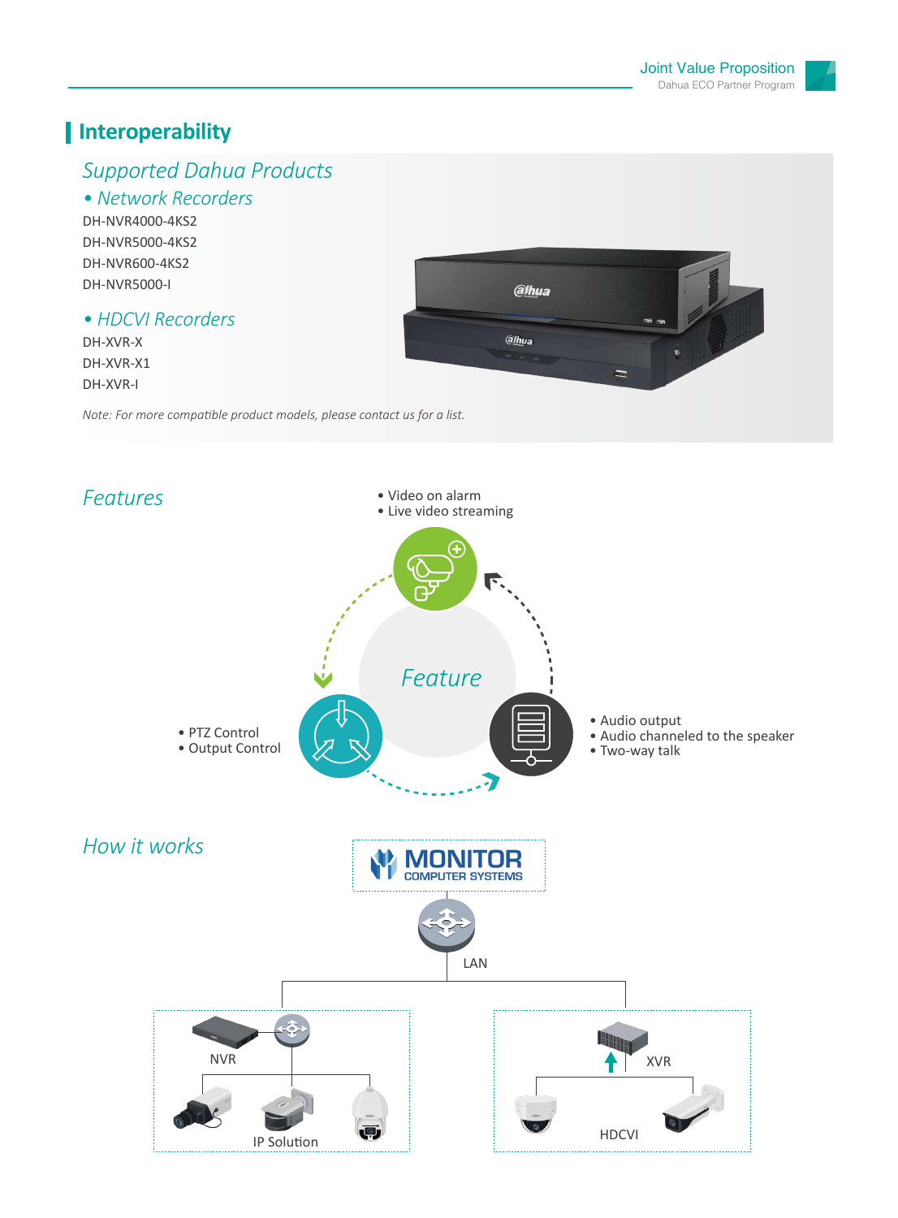# Interoperability

## Supported Dahua Products

### • Network Recorders

DH-NVR4000-4KS2
DH-NVR5000-4KS2
DH-NVR600-4KS2
DH-NVR5000-I

### • HDCVI Recorders

DH-XVR-X
DH-XVR-X1
DH-XVR-I

*Note: For more compatible product models, please contact us for a list.*

## Features

Feature

- Video on alarm
- Live video streaming

- PTZ Control
- Output Control

- Audio output
- Audio channeled to the speaker
- Two-way talk

## How it works

MONITOR COMPUTER SYSTEMS

LAN

NVR

IP Solution

XVR

HDCVI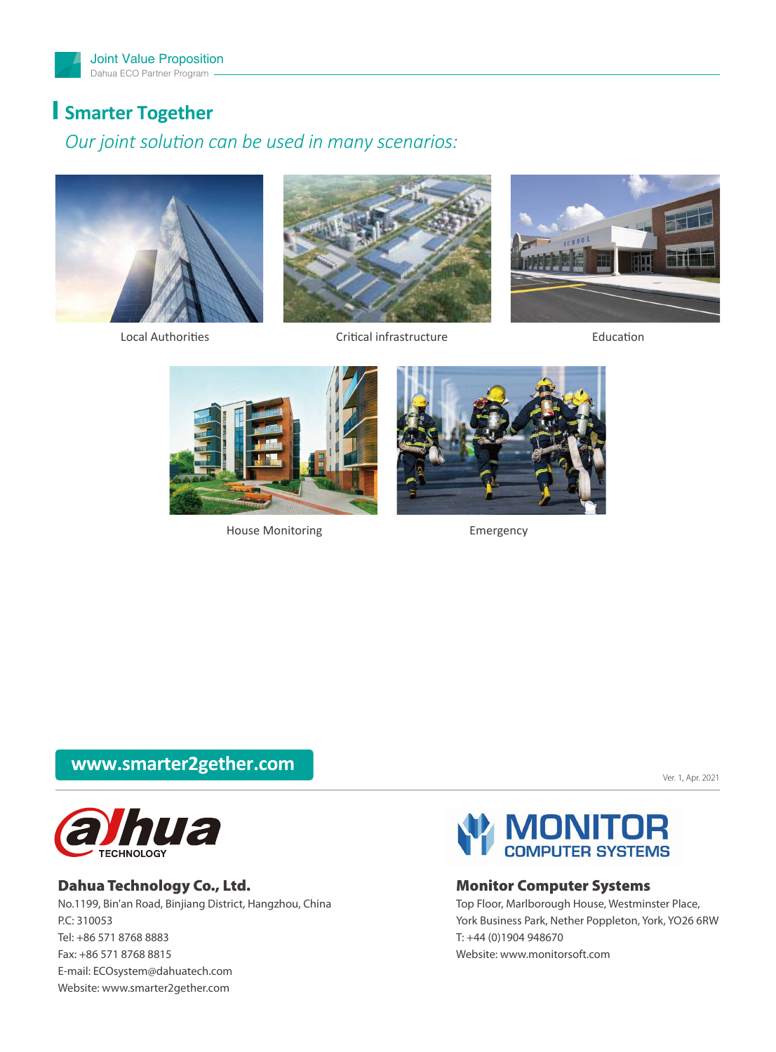## Smarter Together

*Our joint solution can be used in many scenarios:*

Local Authorities

Critical infrastructure

Education

House Monitoring

Emergency

**www.smarter2gether.com**

Ver. 1, Apr. 2021

### Dahua Technology Co., Ltd.

No.1199, Bin'an Road, Binjiang District, Hangzhou, China
P.C: 310053
Tel: +86 571 8768 8883
Fax: +86 571 8768 8815
E-mail: ECOsystem@dahuatech.com
Website: www.smarter2gether.com

### Monitor Computer Systems

Top Floor, Marlborough House, Westminster Place,
York Business Park, Nether Poppleton, York, YO26 6RW
T: +44 (0)1904 948670
Website: www.monitorsoft.com